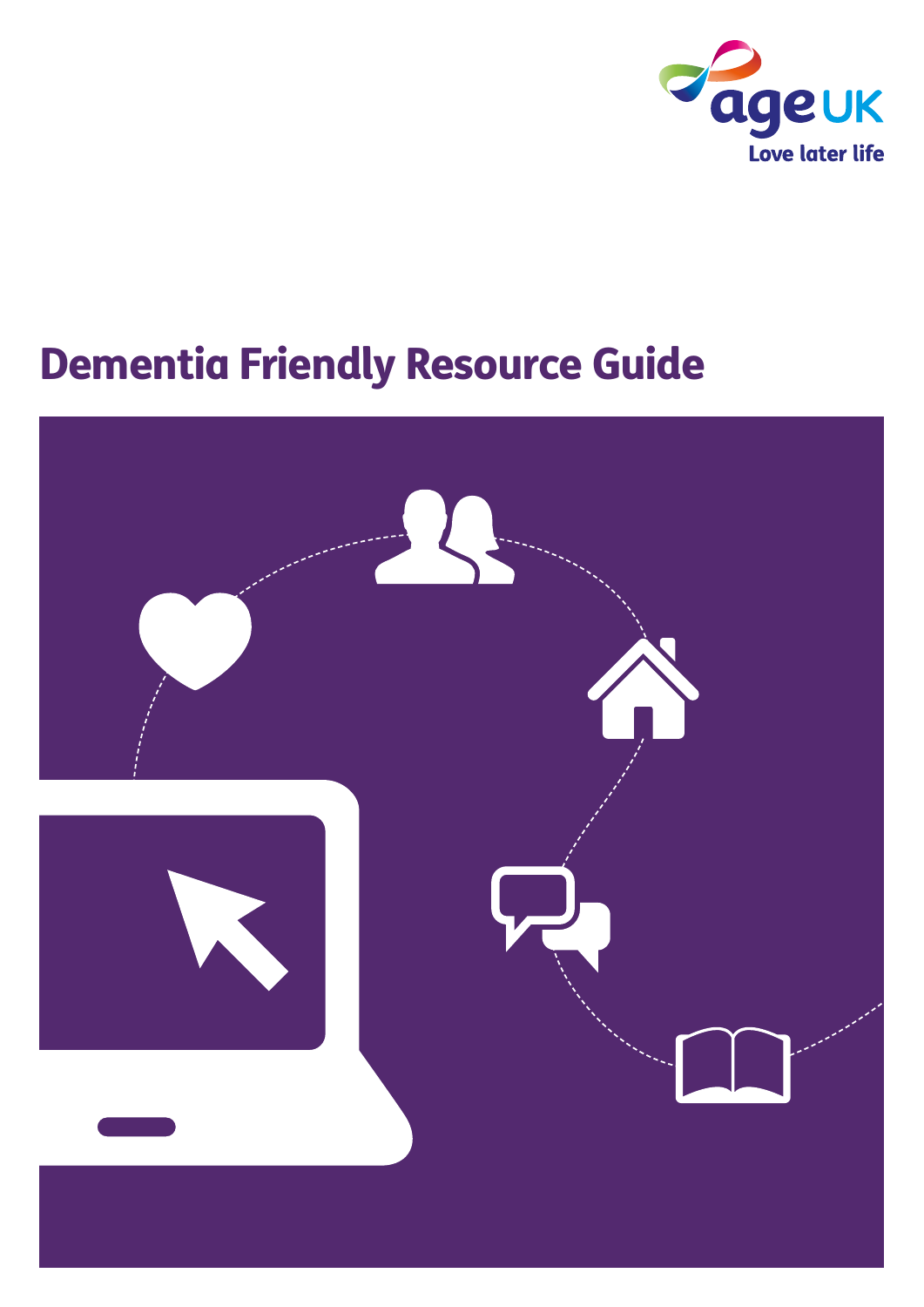age UK

Love later life

# Dementia Friendly Resource Guide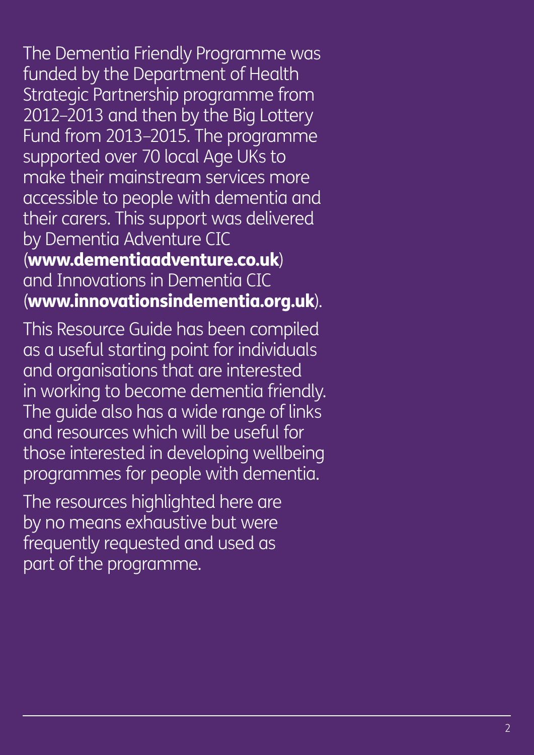The Dementia Friendly Programme was funded by the Department of Health Strategic Partnership programme from 2012–2013 and then by the Big Lottery Fund from 2013–2015. The programme supported over 70 local Age UKs to make their mainstream services more accessible to people with dementia and their carers. This support was delivered by Dementia Adventure CIC (**www.dementiaadventure.co.uk**) and Innovations in Dementia CIC (**www.innovationsindementia.org.uk**).

This Resource Guide has been compiled as a useful starting point for individuals and organisations that are interested in working to become dementia friendly. The guide also has a wide range of links and resources which will be useful for those interested in developing wellbeing programmes for people with dementia.

The resources highlighted here are by no means exhaustive but were frequently requested and used as part of the programme.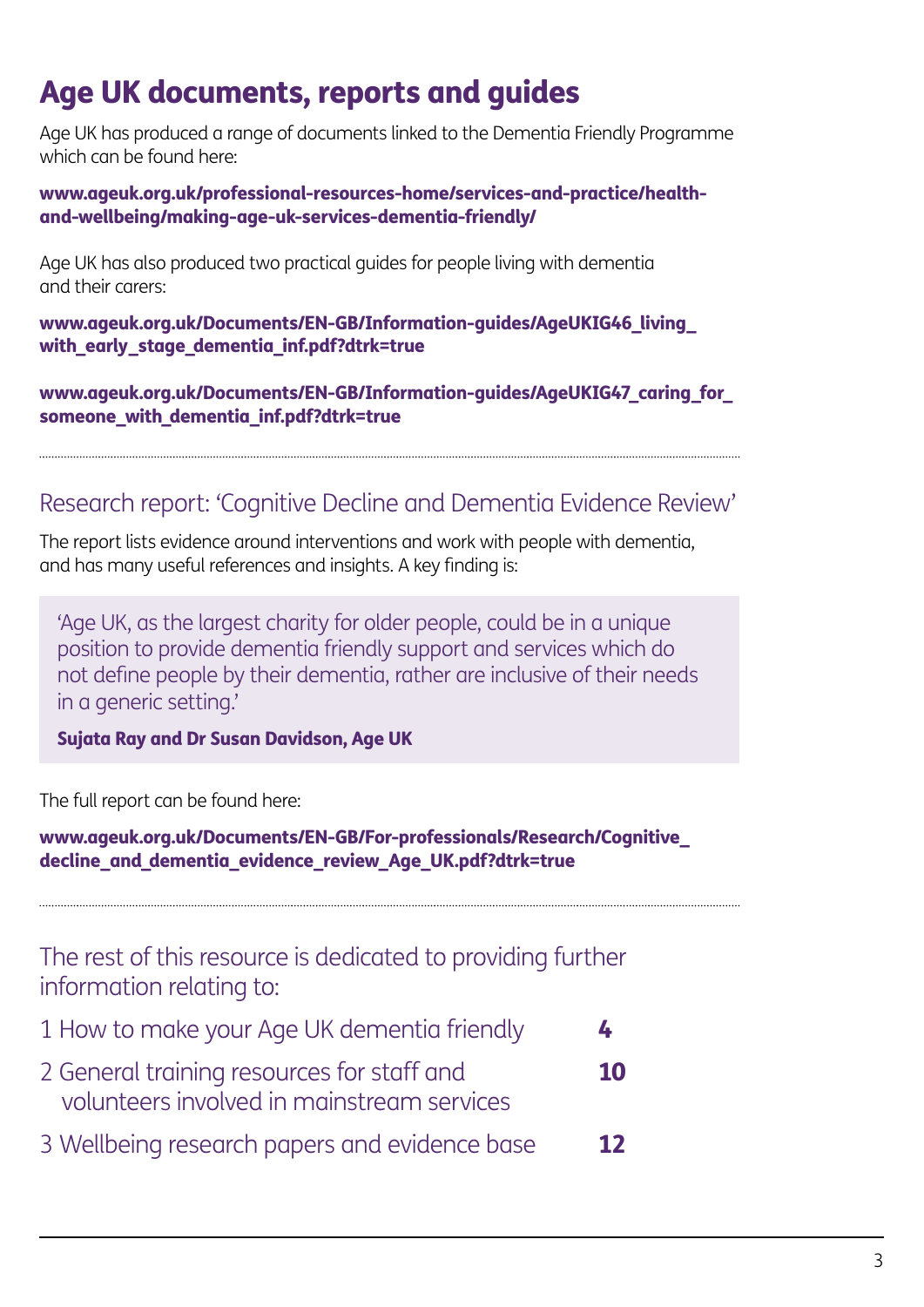# Age UK documents, reports and guides

Age UK has produced a range of documents linked to the Dementia Friendly Programme which can be found here:

**www.ageuk.org.uk/professional-resources-home/services-and-practice/health-and-wellbeing/making-age-uk-services-dementia-friendly/**

Age UK has also produced two practical guides for people living with dementia and their carers:

**www.ageuk.org.uk/Documents/EN-GB/Information-guides/AgeUKIG46_living_with_early_stage_dementia_inf.pdf?dtrk=true**

**www.ageuk.org.uk/Documents/EN-GB/Information-guides/AgeUKIG47_caring_for_someone_with_dementia_inf.pdf?dtrk=true**

---

## Research report: 'Cognitive Decline and Dementia Evidence Review'

The report lists evidence around interventions and work with people with dementia, and has many useful references and insights. A key finding is:

> 'Age UK, as the largest charity for older people, could be in a unique position to provide dementia friendly support and services which do not define people by their dementia, rather are inclusive of their needs in a generic setting.'
>
> **Sujata Ray and Dr Susan Davidson, Age UK**

The full report can be found here:

**www.ageuk.org.uk/Documents/EN-GB/For-professionals/Research/Cognitive_decline_and_dementia_evidence_review_Age_UK.pdf?dtrk=true**

---

## The rest of this resource is dedicated to providing further information relating to:

| | |
|---|---|
| 1 How to make your Age UK dementia friendly | **4** |
| 2 General training resources for staff and volunteers involved in mainstream services | **10** |
| 3 Wellbeing research papers and evidence base | **12** |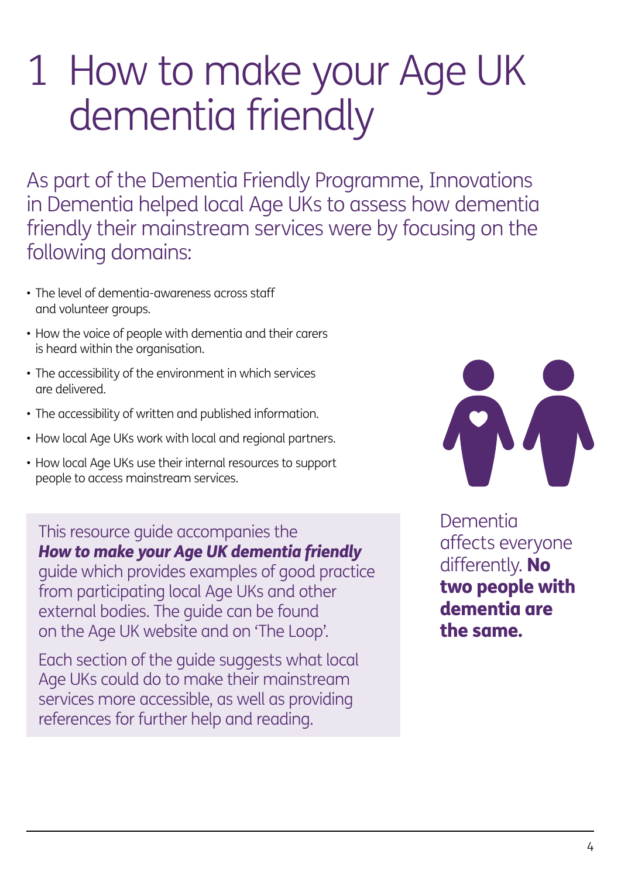# 1 How to make your Age UK dementia friendly

As part of the Dementia Friendly Programme, Innovations in Dementia helped local Age UKs to assess how dementia friendly their mainstream services were by focusing on the following domains:

- The level of dementia-awareness across staff and volunteer groups.
- How the voice of people with dementia and their carers is heard within the organisation.
- The accessibility of the environment in which services are delivered.
- The accessibility of written and published information.
- How local Age UKs work with local and regional partners.
- How local Age UKs use their internal resources to support people to access mainstream services.

This resource guide accompanies the ***How to make your Age UK dementia friendly*** guide which provides examples of good practice from participating local Age UKs and other external bodies. The guide can be found on the Age UK website and on 'The Loop'.

Each section of the guide suggests what local Age UKs could do to make their mainstream services more accessible, as well as providing references for further help and reading.

Dementia affects everyone differently. **No two people with dementia are the same.**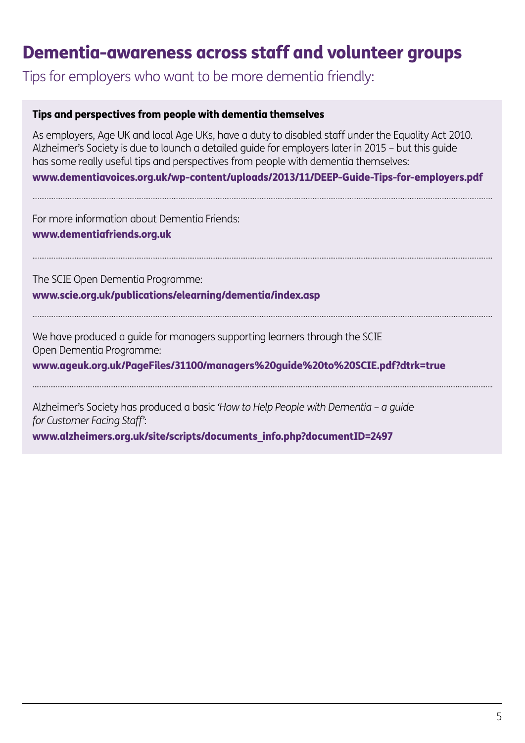# Dementia-awareness across staff and volunteer groups

Tips for employers who want to be more dementia friendly:

**Tips and perspectives from people with dementia themselves**

As employers, Age UK and local Age UKs, have a duty to disabled staff under the Equality Act 2010. Alzheimer's Society is due to launch a detailed guide for employers later in 2015 – but this guide has some really useful tips and perspectives from people with dementia themselves:

**www.dementiavoices.org.uk/wp-content/uploads/2013/11/DEEP-Guide-Tips-for-employers.pdf**

---

For more information about Dementia Friends:

**www.dementiafriends.org.uk**

---

The SCIE Open Dementia Programme:

**www.scie.org.uk/publications/elearning/dementia/index.asp**

---

We have produced a guide for managers supporting learners through the SCIE Open Dementia Programme:

**www.ageuk.org.uk/PageFiles/31100/managers%20guide%20to%20SCIE.pdf?dtrk=true**

---

Alzheimer's Society has produced a basic *'How to Help People with Dementia – a guide for Customer Facing Staff'*:

**www.alzheimers.org.uk/site/scripts/documents_info.php?documentID=2497**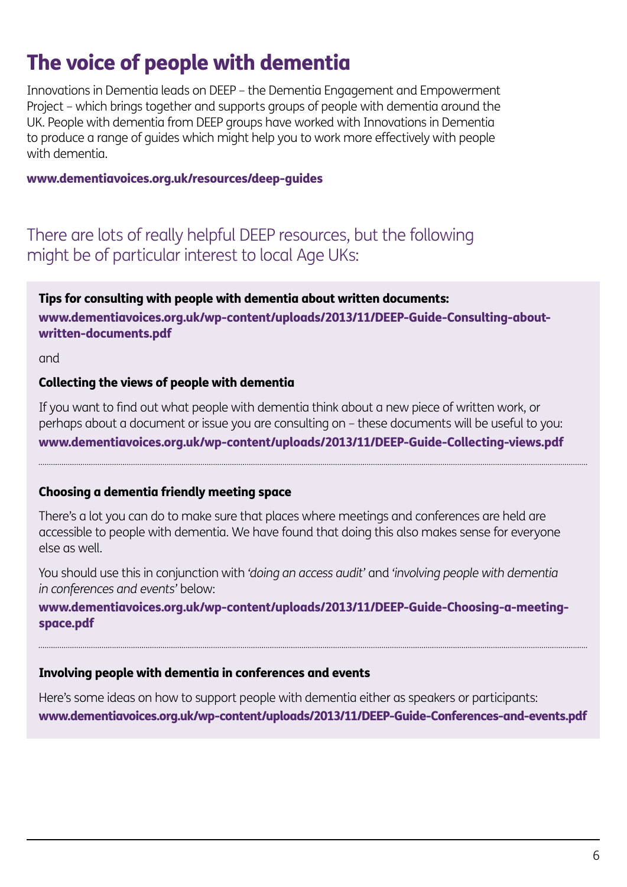# The voice of people with dementia

Innovations in Dementia leads on DEEP – the Dementia Engagement and Empowerment Project – which brings together and supports groups of people with dementia around the UK. People with dementia from DEEP groups have worked with Innovations in Dementia to produce a range of guides which might help you to work more effectively with people with dementia.

**www.dementiavoices.org.uk/resources/deep-guides**

## There are lots of really helpful DEEP resources, but the following might be of particular interest to local Age UKs:

**Tips for consulting with people with dementia about written documents:**

**www.dementiavoices.org.uk/wp-content/uploads/2013/11/DEEP-Guide-Consulting-about-written-documents.pdf**

and

**Collecting the views of people with dementia**

If you want to find out what people with dementia think about a new piece of written work, or perhaps about a document or issue you are consulting on – these documents will be useful to you:

**www.dementiavoices.org.uk/wp-content/uploads/2013/11/DEEP-Guide-Collecting-views.pdf**

---

**Choosing a dementia friendly meeting space**

There's a lot you can do to make sure that places where meetings and conferences are held are accessible to people with dementia. We have found that doing this also makes sense for everyone else as well.

You should use this in conjunction with *'doing an access audit'* and *'involving people with dementia in conferences and events'* below:

**www.dementiavoices.org.uk/wp-content/uploads/2013/11/DEEP-Guide-Choosing-a-meeting-space.pdf**

---

**Involving people with dementia in conferences and events**

Here's some ideas on how to support people with dementia either as speakers or participants:

**www.dementiavoices.org.uk/wp-content/uploads/2013/11/DEEP-Guide-Conferences-and-events.pdf**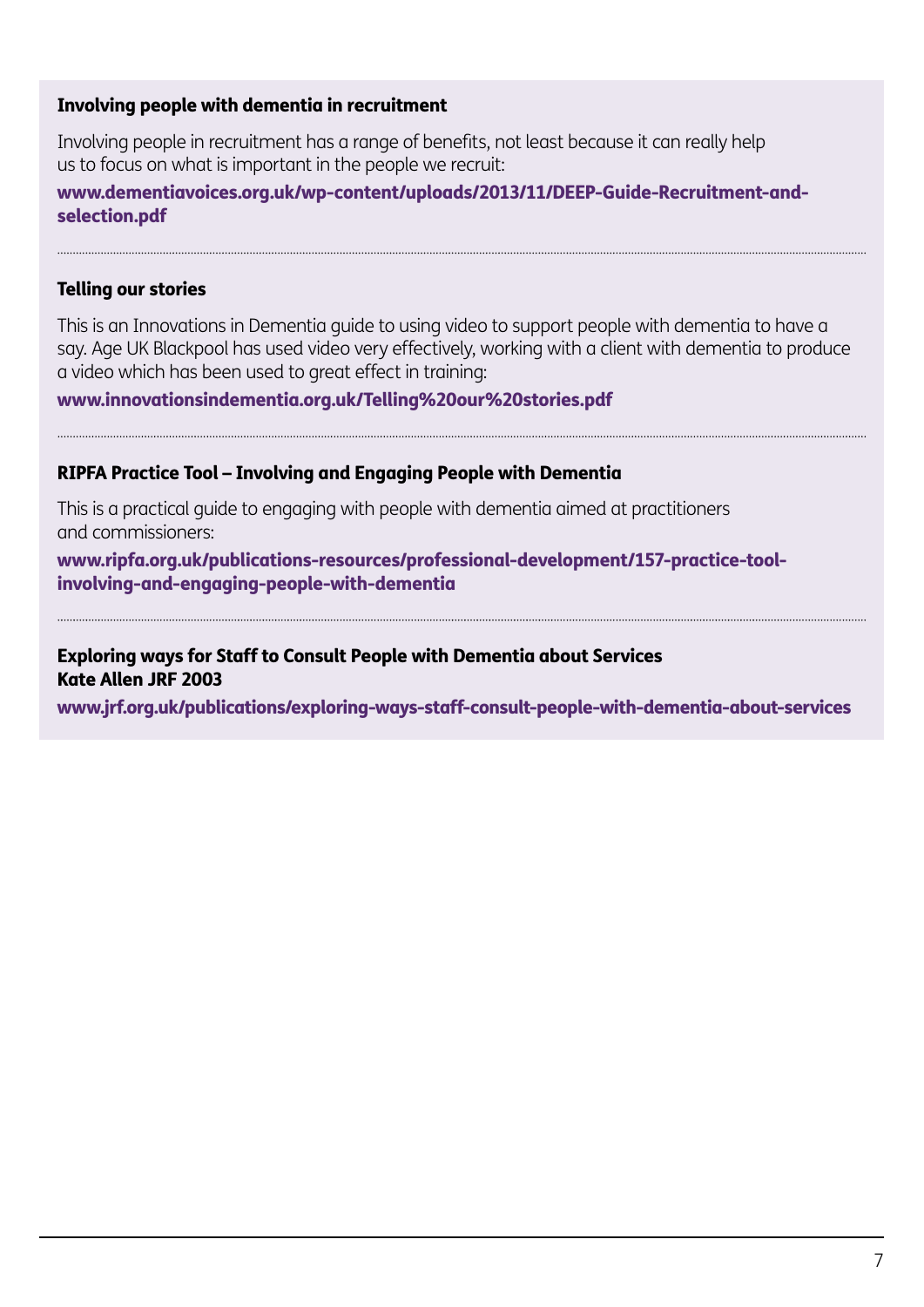### Involving people with dementia in recruitment

Involving people in recruitment has a range of benefits, not least because it can really help us to focus on what is important in the people we recruit:

**www.dementiavoices.org.uk/wp-content/uploads/2013/11/DEEP-Guide-Recruitment-and-selection.pdf**

---

### Telling our stories

This is an Innovations in Dementia guide to using video to support people with dementia to have a say. Age UK Blackpool has used video very effectively, working with a client with dementia to produce a video which has been used to great effect in training:

**www.innovationsindementia.org.uk/Telling%20our%20stories.pdf**

---

### RIPFA Practice Tool – Involving and Engaging People with Dementia

This is a practical guide to engaging with people with dementia aimed at practitioners and commissioners:

**www.ripfa.org.uk/publications-resources/professional-development/157-practice-tool-involving-and-engaging-people-with-dementia**

---

### Exploring ways for Staff to Consult People with Dementia about Services
### Kate Allen JRF 2003

**www.jrf.org.uk/publications/exploring-ways-staff-consult-people-with-dementia-about-services**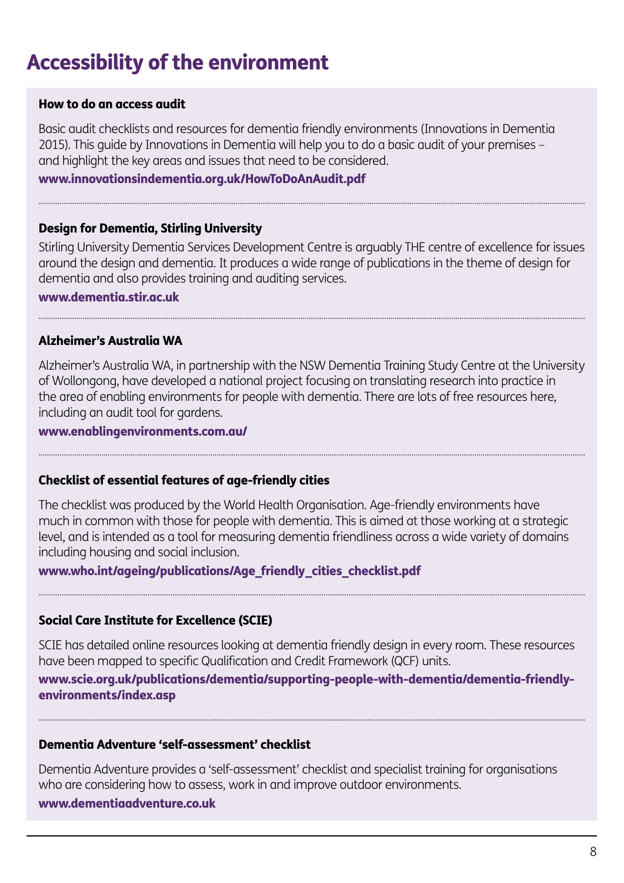# Accessibility of the environment

### How to do an access audit

Basic audit checklists and resources for dementia friendly environments (Innovations in Dementia 2015). This guide by Innovations in Dementia will help you to do a basic audit of your premises – and highlight the key areas and issues that need to be considered.

**www.innovationsindementia.org.uk/HowToDoAnAudit.pdf**

---

### Design for Dementia, Stirling University

Stirling University Dementia Services Development Centre is arguably THE centre of excellence for issues around the design and dementia. It produces a wide range of publications in the theme of design for dementia and also provides training and auditing services.

**www.dementia.stir.ac.uk**

---

### Alzheimer's Australia WA

Alzheimer's Australia WA, in partnership with the NSW Dementia Training Study Centre at the University of Wollongong, have developed a national project focusing on translating research into practice in the area of enabling environments for people with dementia. There are lots of free resources here, including an audit tool for gardens.

**www.enablingenvironments.com.au/**

---

### Checklist of essential features of age-friendly cities

The checklist was produced by the World Health Organisation. Age-friendly environments have much in common with those for people with dementia. This is aimed at those working at a strategic level, and is intended as a tool for measuring dementia friendliness across a wide variety of domains including housing and social inclusion.

**www.who.int/ageing/publications/Age_friendly_cities_checklist.pdf**

---

### Social Care Institute for Excellence (SCIE)

SCIE has detailed online resources looking at dementia friendly design in every room. These resources have been mapped to specific Qualification and Credit Framework (QCF) units.

**www.scie.org.uk/publications/dementia/supporting-people-with-dementia/dementia-friendly-environments/index.asp**

---

### Dementia Adventure 'self-assessment' checklist

Dementia Adventure provides a 'self-assessment' checklist and specialist training for organisations who are considering how to assess, work in and improve outdoor environments.

**www.dementiaadventure.co.uk**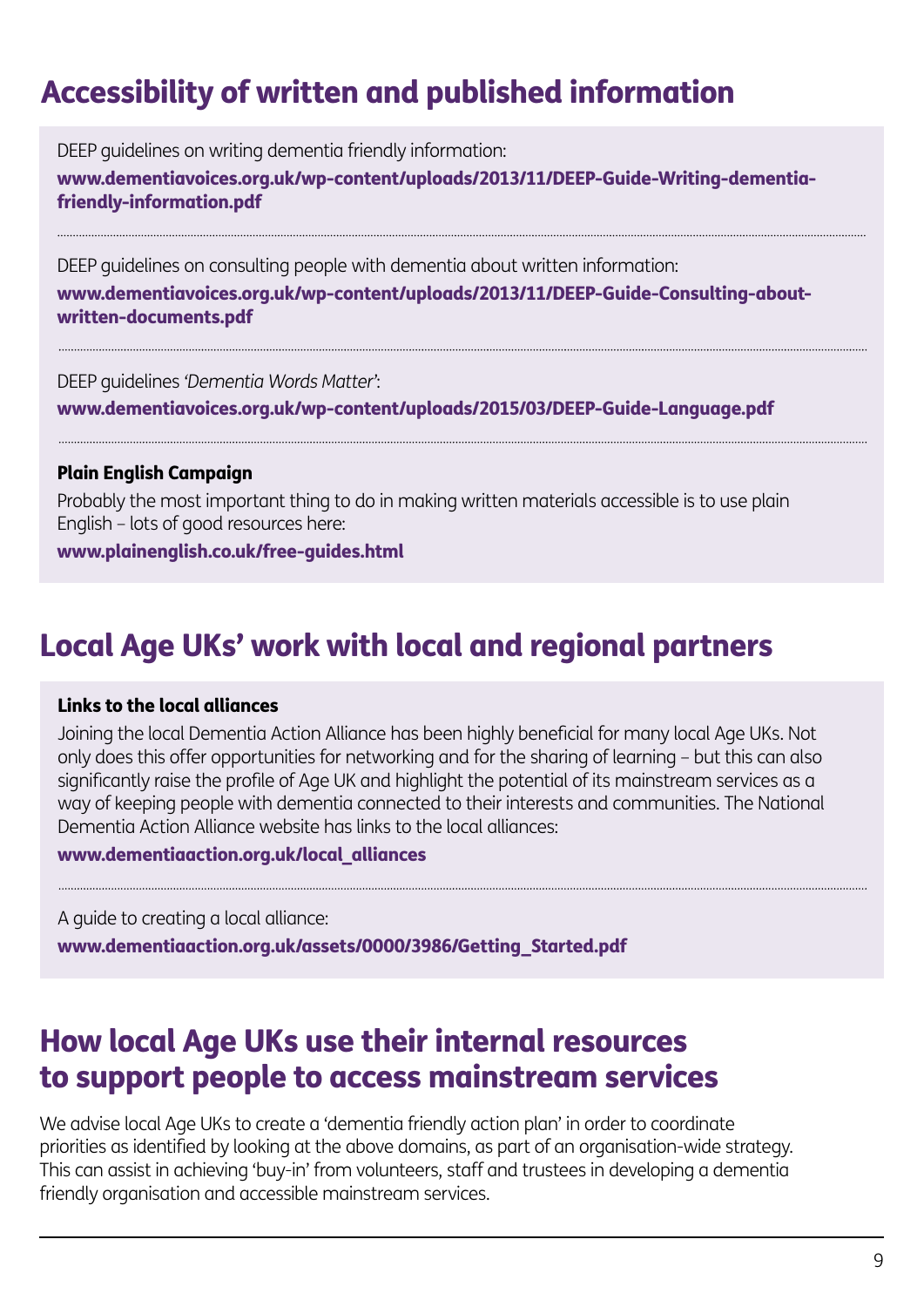## Accessibility of written and published information

DEEP guidelines on writing dementia friendly information:

**www.dementiavoices.org.uk/wp-content/uploads/2013/11/DEEP-Guide-Writing-dementia-friendly-information.pdf**

---

DEEP guidelines on consulting people with dementia about written information:

**www.dementiavoices.org.uk/wp-content/uploads/2013/11/DEEP-Guide-Consulting-about-written-documents.pdf**

---

DEEP guidelines *'Dementia Words Matter'*:

**www.dementiavoices.org.uk/wp-content/uploads/2015/03/DEEP-Guide-Language.pdf**

---

**Plain English Campaign**

Probably the most important thing to do in making written materials accessible is to use plain English – lots of good resources here:

**www.plainenglish.co.uk/free-guides.html**

## Local Age UKs' work with local and regional partners

**Links to the local alliances**

Joining the local Dementia Action Alliance has been highly beneficial for many local Age UKs. Not only does this offer opportunities for networking and for the sharing of learning – but this can also significantly raise the profile of Age UK and highlight the potential of its mainstream services as a way of keeping people with dementia connected to their interests and communities. The National Dementia Action Alliance website has links to the local alliances:

**www.dementiaaction.org.uk/local_alliances**

---

A guide to creating a local alliance:

**www.dementiaaction.org.uk/assets/0000/3986/Getting_Started.pdf**

## How local Age UKs use their internal resources to support people to access mainstream services

We advise local Age UKs to create a 'dementia friendly action plan' in order to coordinate priorities as identified by looking at the above domains, as part of an organisation-wide strategy. This can assist in achieving 'buy-in' from volunteers, staff and trustees in developing a dementia friendly organisation and accessible mainstream services.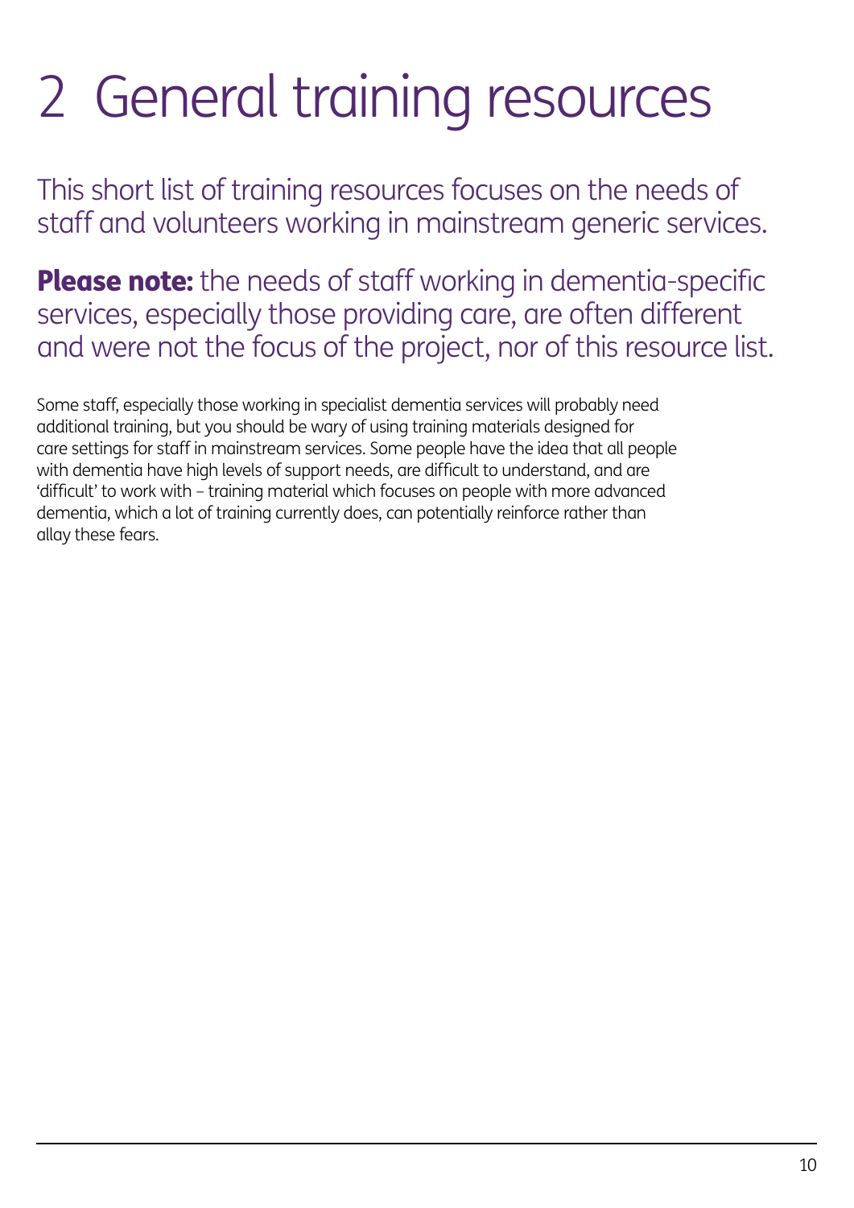# 2 General training resources

This short list of training resources focuses on the needs of staff and volunteers working in mainstream generic services.

**Please note:** the needs of staff working in dementia-specific services, especially those providing care, are often different and were not the focus of the project, nor of this resource list.

Some staff, especially those working in specialist dementia services will probably need additional training, but you should be wary of using training materials designed for care settings for staff in mainstream services. Some people have the idea that all people with dementia have high levels of support needs, are difficult to understand, and are 'difficult' to work with – training material which focuses on people with more advanced dementia, which a lot of training currently does, can potentially reinforce rather than allay these fears.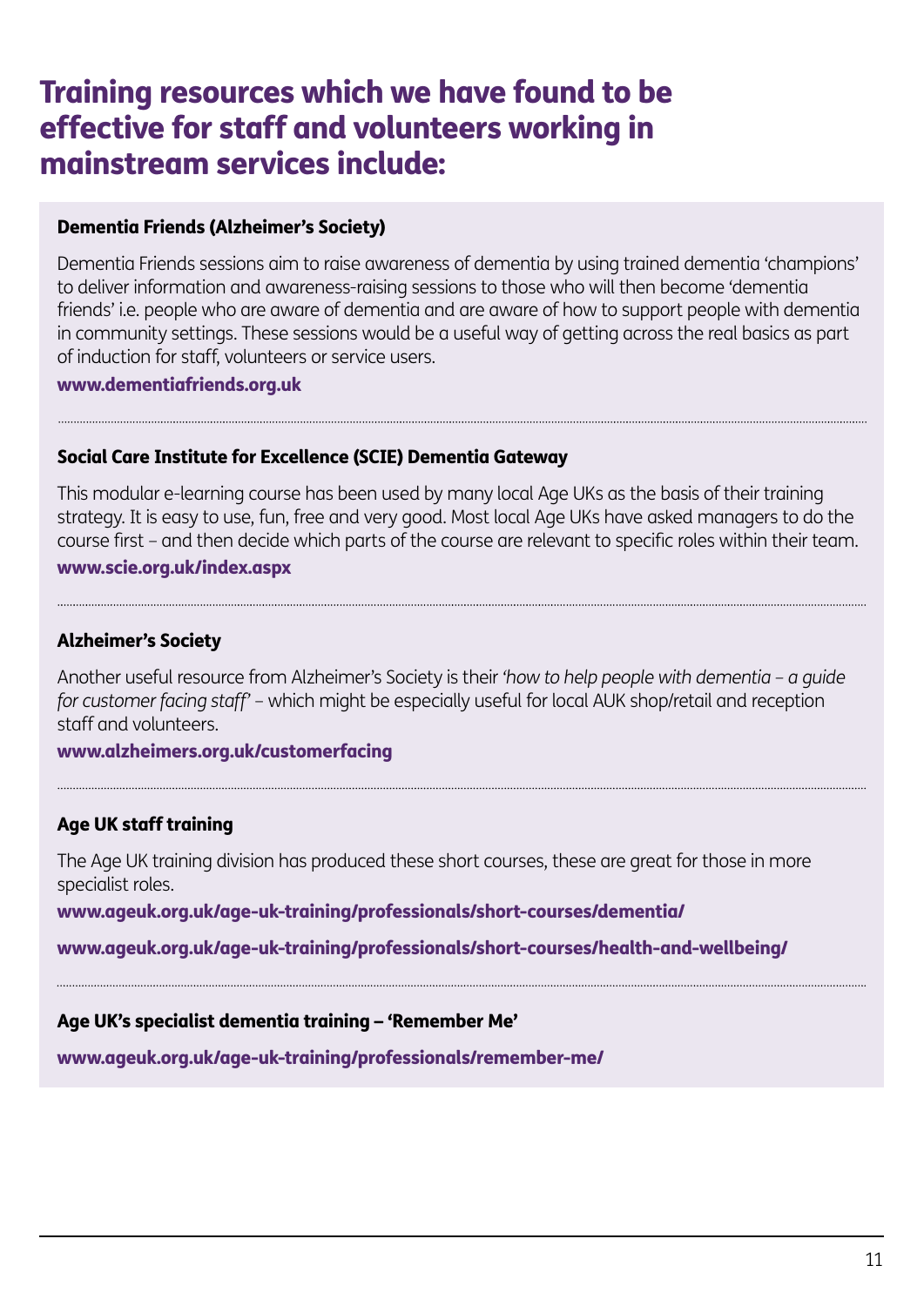## Training resources which we have found to be effective for staff and volunteers working in mainstream services include:

### Dementia Friends (Alzheimer's Society)

Dementia Friends sessions aim to raise awareness of dementia by using trained dementia 'champions' to deliver information and awareness-raising sessions to those who will then become 'dementia friends' i.e. people who are aware of dementia and are aware of how to support people with dementia in community settings. These sessions would be a useful way of getting across the real basics as part of induction for staff, volunteers or service users.

**www.dementiafriends.org.uk**

### Social Care Institute for Excellence (SCIE) Dementia Gateway

This modular e-learning course has been used by many local Age UKs as the basis of their training strategy. It is easy to use, fun, free and very good. Most local Age UKs have asked managers to do the course first – and then decide which parts of the course are relevant to specific roles within their team.

**www.scie.org.uk/index.aspx**

### Alzheimer's Society

Another useful resource from Alzheimer's Society is their *'how to help people with dementia – a guide for customer facing staff'* – which might be especially useful for local AUK shop/retail and reception staff and volunteers.

**www.alzheimers.org.uk/customerfacing**

### Age UK staff training

The Age UK training division has produced these short courses, these are great for those in more specialist roles.

**www.ageuk.org.uk/age-uk-training/professionals/short-courses/dementia/**

**www.ageuk.org.uk/age-uk-training/professionals/short-courses/health-and-wellbeing/**

### Age UK's specialist dementia training – 'Remember Me'

**www.ageuk.org.uk/age-uk-training/professionals/remember-me/**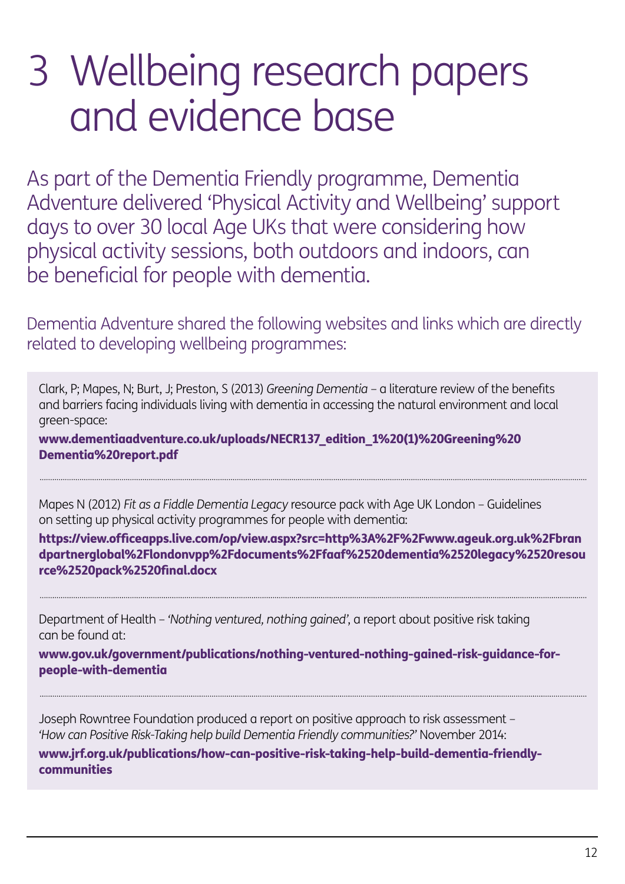# 3 Wellbeing research papers and evidence base

As part of the Dementia Friendly programme, Dementia Adventure delivered 'Physical Activity and Wellbeing' support days to over 30 local Age UKs that were considering how physical activity sessions, both outdoors and indoors, can be beneficial for people with dementia.

Dementia Adventure shared the following websites and links which are directly related to developing wellbeing programmes:

Clark, P; Mapes, N; Burt, J; Preston, S (2013) *Greening Dementia* – a literature review of the benefits and barriers facing individuals living with dementia in accessing the natural environment and local green-space:

**www.dementiaadventure.co.uk/uploads/NECR137_edition_1%20(1)%20Greening%20Dementia%20report.pdf**

---

Mapes N (2012) *Fit as a Fiddle Dementia Legacy* resource pack with Age UK London – Guidelines on setting up physical activity programmes for people with dementia:

**https://view.officeapps.live.com/op/view.aspx?src=http%3A%2F%2Fwww.ageuk.org.uk%2Fbrandpartnerglobal%2Flondonvpp%2Fdocuments%2Ffaaf%2520dementia%2520legacy%2520resource%2520pack%2520final.docx**

---

Department of Health – *'Nothing ventured, nothing gained'*, a report about positive risk taking can be found at:

**www.gov.uk/government/publications/nothing-ventured-nothing-gained-risk-guidance-for-people-with-dementia**

---

Joseph Rowntree Foundation produced a report on positive approach to risk assessment – *'How can Positive Risk-Taking help build Dementia Friendly communities?'* November 2014:

**www.jrf.org.uk/publications/how-can-positive-risk-taking-help-build-dementia-friendly-communities**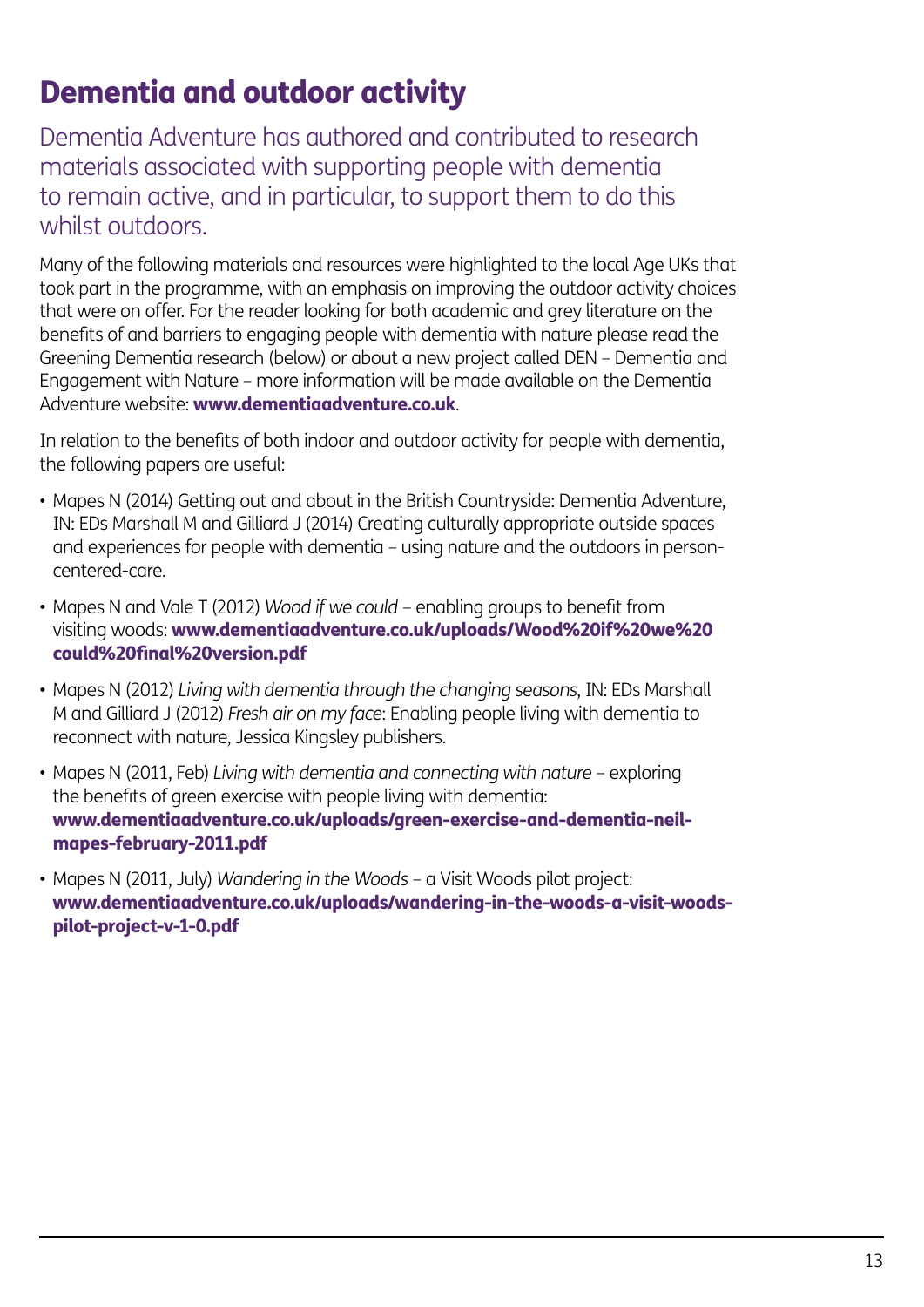# Dementia and outdoor activity

Dementia Adventure has authored and contributed to research materials associated with supporting people with dementia to remain active, and in particular, to support them to do this whilst outdoors.

Many of the following materials and resources were highlighted to the local Age UKs that took part in the programme, with an emphasis on improving the outdoor activity choices that were on offer. For the reader looking for both academic and grey literature on the benefits of and barriers to engaging people with dementia with nature please read the Greening Dementia research (below) or about a new project called DEN – Dementia and Engagement with Nature – more information will be made available on the Dementia Adventure website: **www.dementiaadventure.co.uk**.

In relation to the benefits of both indoor and outdoor activity for people with dementia, the following papers are useful:

- Mapes N (2014) Getting out and about in the British Countryside: Dementia Adventure, IN: EDs Marshall M and Gilliard J (2014) Creating culturally appropriate outside spaces and experiences for people with dementia – using nature and the outdoors in person-centered-care.
- Mapes N and Vale T (2012) *Wood if we could* – enabling groups to benefit from visiting woods: **www.dementiaadventure.co.uk/uploads/Wood%20if%20we%20could%20final%20version.pdf**
- Mapes N (2012) *Living with dementia through the changing seasons*, IN: EDs Marshall M and Gilliard J (2012) *Fresh air on my face*: Enabling people living with dementia to reconnect with nature, Jessica Kingsley publishers.
- Mapes N (2011, Feb) *Living with dementia and connecting with nature* – exploring the benefits of green exercise with people living with dementia: **www.dementiaadventure.co.uk/uploads/green-exercise-and-dementia-neil-mapes-february-2011.pdf**
- Mapes N (2011, July) *Wandering in the Woods* – a Visit Woods pilot project: **www.dementiaadventure.co.uk/uploads/wandering-in-the-woods-a-visit-woods-pilot-project-v-1-0.pdf**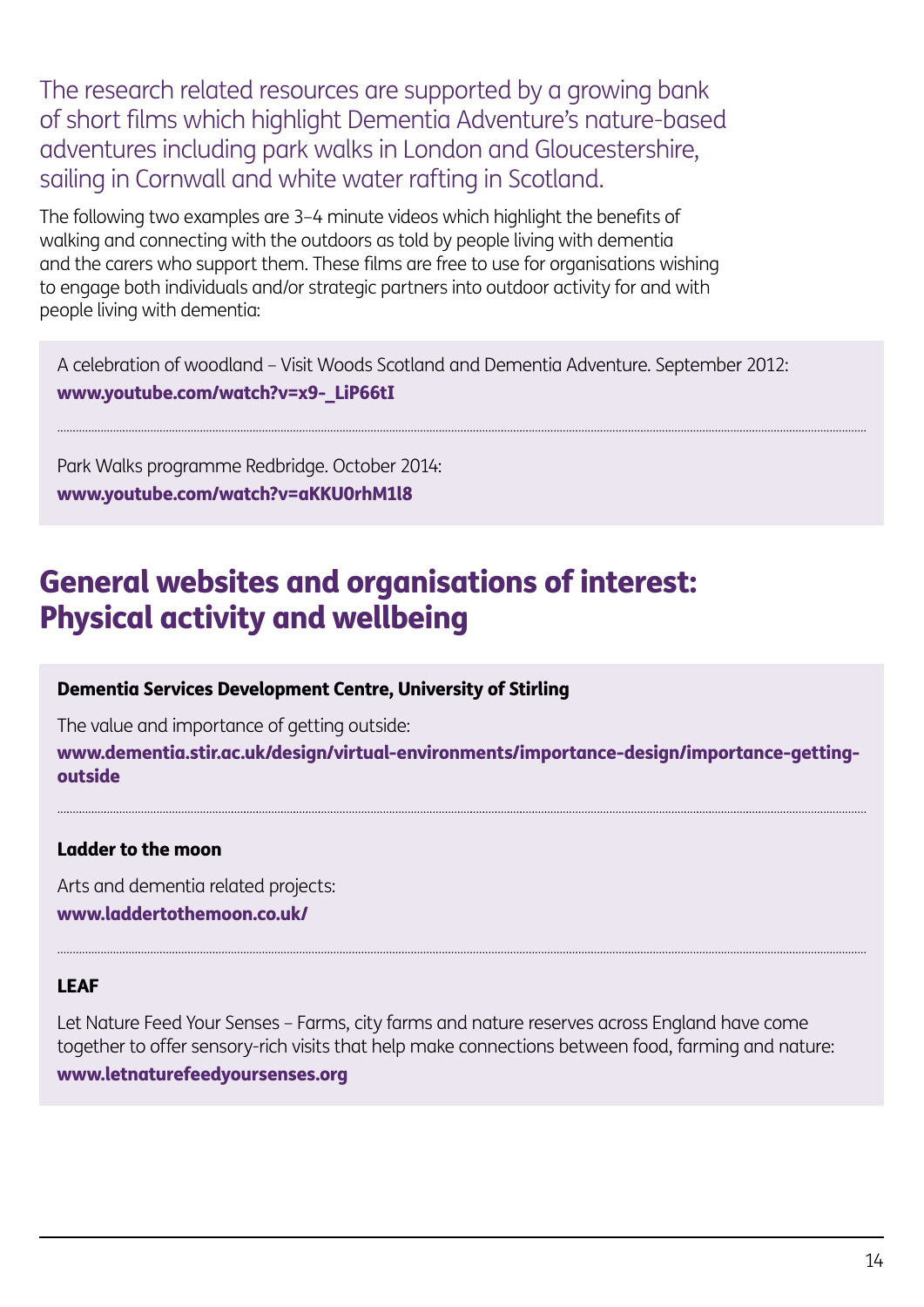The research related resources are supported by a growing bank of short films which highlight Dementia Adventure's nature-based adventures including park walks in London and Gloucestershire, sailing in Cornwall and white water rafting in Scotland.

The following two examples are 3–4 minute videos which highlight the benefits of walking and connecting with the outdoors as told by people living with dementia and the carers who support them. These films are free to use for organisations wishing to engage both individuals and/or strategic partners into outdoor activity for and with people living with dementia:

A celebration of woodland – Visit Woods Scotland and Dementia Adventure. September 2012:
**www.youtube.com/watch?v=x9-_LiP66tI**

Park Walks programme Redbridge. October 2014:
**www.youtube.com/watch?v=aKKU0rhM1l8**

## General websites and organisations of interest: Physical activity and wellbeing

**Dementia Services Development Centre, University of Stirling**

The value and importance of getting outside:
**www.dementia.stir.ac.uk/design/virtual-environments/importance-design/importance-getting-outside**

**Ladder to the moon**

Arts and dementia related projects:
**www.laddertothemoon.co.uk/**

**LEAF**

Let Nature Feed Your Senses – Farms, city farms and nature reserves across England have come together to offer sensory-rich visits that help make connections between food, farming and nature:
**www.letnaturefeedyoursenses.org**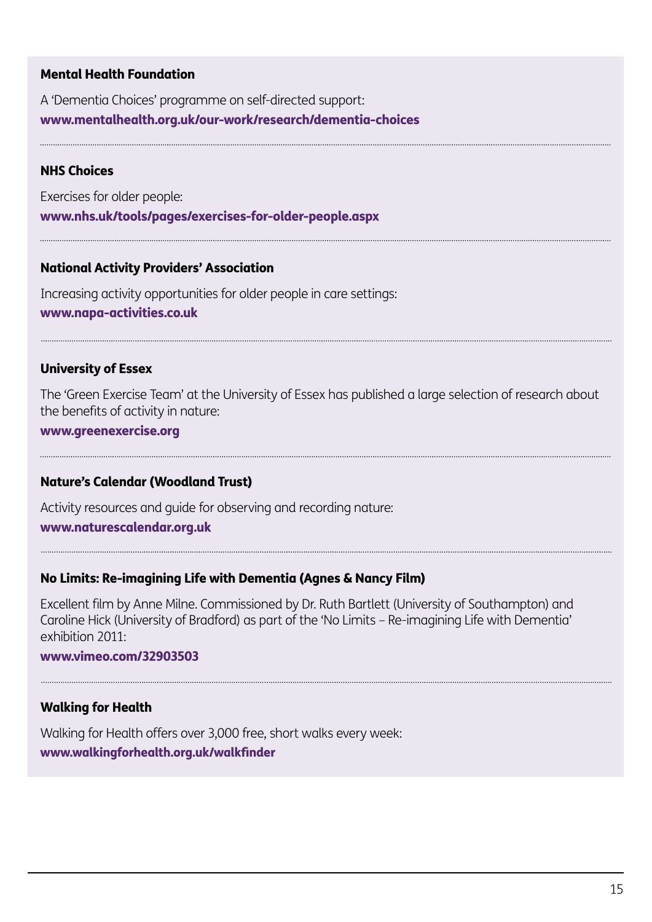**Mental Health Foundation**

A 'Dementia Choices' programme on self-directed support:
**www.mentalhealth.org.uk/our-work/research/dementia-choices**

---

**NHS Choices**

Exercises for older people:
**www.nhs.uk/tools/pages/exercises-for-older-people.aspx**

---

**National Activity Providers' Association**

Increasing activity opportunities for older people in care settings:
**www.napa-activities.co.uk**

---

**University of Essex**

The 'Green Exercise Team' at the University of Essex has published a large selection of research about the benefits of activity in nature:
**www.greenexercise.org**

---

**Nature's Calendar (Woodland Trust)**

Activity resources and guide for observing and recording nature:
**www.naturescalendar.org.uk**

---

**No Limits: Re-imagining Life with Dementia (Agnes & Nancy Film)**

Excellent film by Anne Milne. Commissioned by Dr. Ruth Bartlett (University of Southampton) and Caroline Hick (University of Bradford) as part of the 'No Limits – Re-imagining Life with Dementia' exhibition 2011:
**www.vimeo.com/32903503**

---

**Walking for Health**

Walking for Health offers over 3,000 free, short walks every week:
**www.walkingforhealth.org.uk/walkfinder**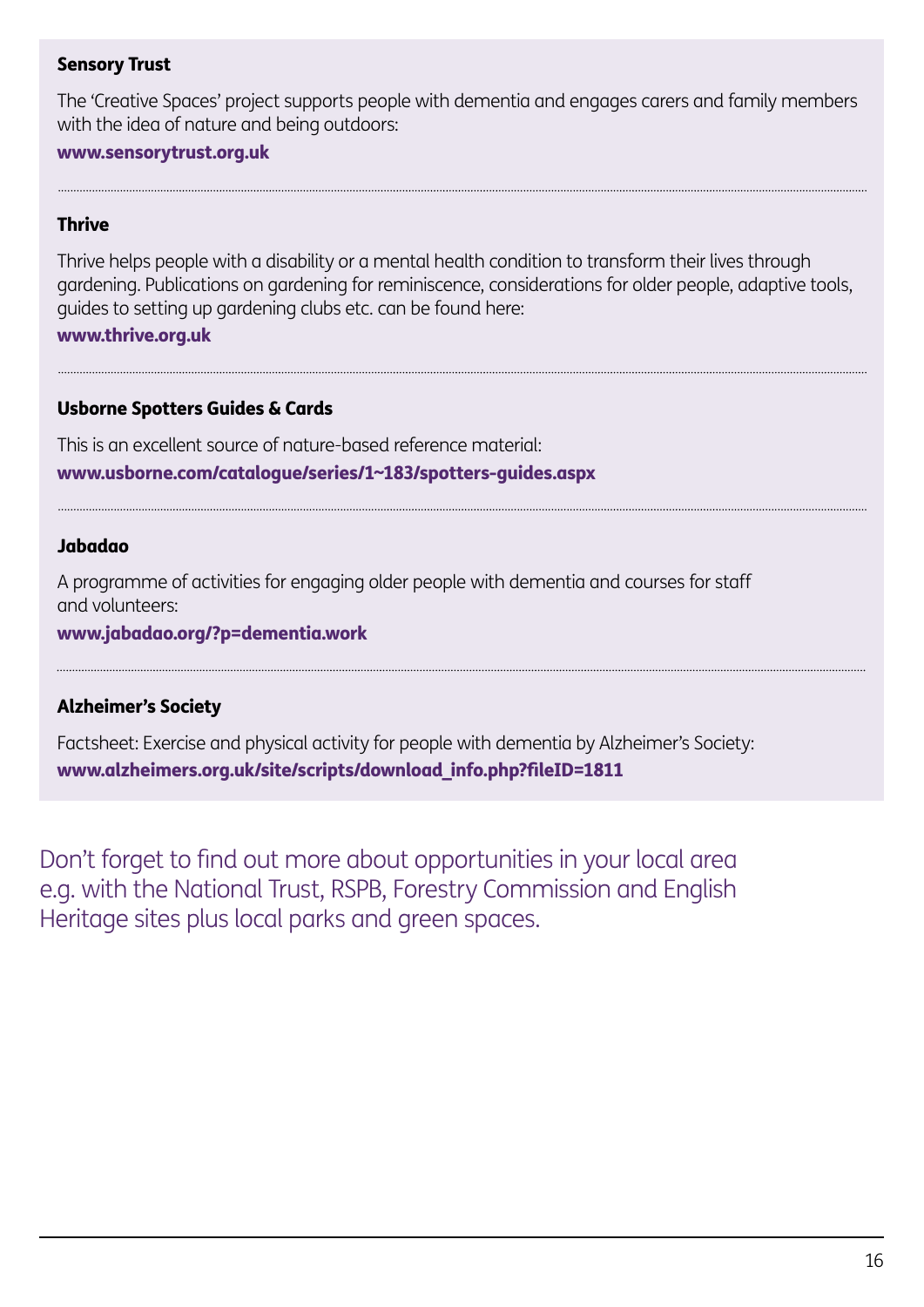### Sensory Trust

The 'Creative Spaces' project supports people with dementia and engages carers and family members with the idea of nature and being outdoors:

**www.sensorytrust.org.uk**

### Thrive

Thrive helps people with a disability or a mental health condition to transform their lives through gardening. Publications on gardening for reminiscence, considerations for older people, adaptive tools, guides to setting up gardening clubs etc. can be found here:

**www.thrive.org.uk**

### Usborne Spotters Guides & Cards

This is an excellent source of nature-based reference material:

**www.usborne.com/catalogue/series/1~183/spotters-guides.aspx**

### Jabadao

A programme of activities for engaging older people with dementia and courses for staff and volunteers:

**www.jabadao.org/?p=dementia.work**

### Alzheimer's Society

Factsheet: Exercise and physical activity for people with dementia by Alzheimer's Society:
**www.alzheimers.org.uk/site/scripts/download_info.php?fileID=1811**

Don't forget to find out more about opportunities in your local area e.g. with the National Trust, RSPB, Forestry Commission and English Heritage sites plus local parks and green spaces.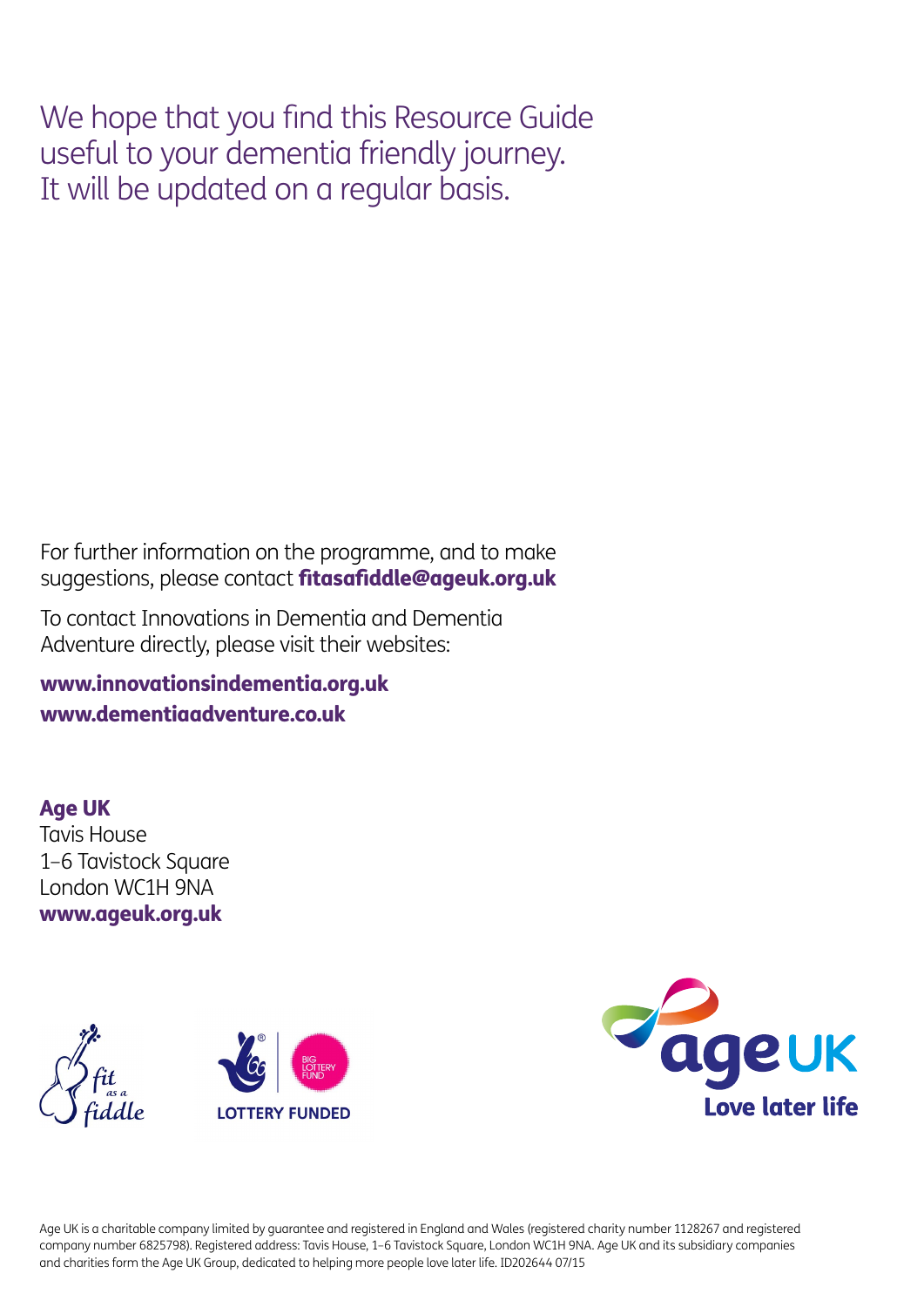We hope that you find this Resource Guide useful to your dementia friendly journey. It will be updated on a regular basis.

For further information on the programme, and to make suggestions, please contact **fitasafiddle@ageuk.org.uk**

To contact Innovations in Dementia and Dementia Adventure directly, please visit their websites:

**www.innovationsindementia.org.uk**
**www.dementiaadventure.co.uk**

**Age UK**
Tavis House
1–6 Tavistock Square
London WC1H 9NA
**www.ageuk.org.uk**

fit as a fiddle

BIG LOTTERY FUND

LOTTERY FUNDED

age UK

Love later life

Age UK is a charitable company limited by guarantee and registered in England and Wales (registered charity number 1128267 and registered company number 6825798). Registered address: Tavis House, 1–6 Tavistock Square, London WC1H 9NA. Age UK and its subsidiary companies and charities form the Age UK Group, dedicated to helping more people love later life. ID202644 07/15